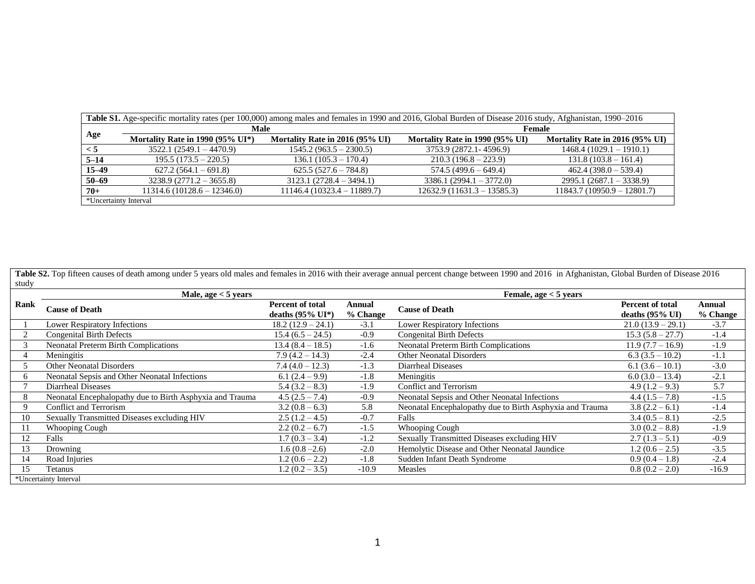**Table S1.** Age-specific mortality rates (per 100,000) among males and females in 1990 and 2016, Global Burden of Disease 2016 study, Afghanistan, 1990–2016

| Age | Male | | Female | |
|---|---|---|---|---|
| | **Mortality Rate in 1990 (95% UI*)** | **Mortality Rate in 2016 (95% UI)** | **Mortality Rate in 1990 (95% UI)** | **Mortality Rate in 2016 (95% UI)** |
| **< 5** | 3522.1 (2549.1 – 4470.9) | 1545.2 (963.5 – 2300.5) | 3753.9 (2872.1- 4596.9) | 1468.4 (1029.1 – 1910.1) |
| **5–14** | 195.5 (173.5 – 220.5) | 136.1 (105.3 – 170.4) | 210.3 (196.8 – 223.9) | 131.8 (103.8 – 161.4) |
| **15–49** | 627.2 (564.1 – 691.8) | 625.5 (527.6 – 784.8) | 574.5 (499.6 – 649.4) | 462.4 (398.0 – 539.4) |
| **50–69** | 3238.9 (2771.2 – 3655.8) | 3123.1 (2728.4 – 3494.1) | 3386.1 (2994.1 – 3772.0) | 2995.1 (2687.1 – 3338.9) |
| **70+** | 11314.6 (10128.6 – 12346.0) | 11146.4 (10323.4 – 11889.7) | 12632.9 (11631.3 – 13585.3) | 11843.7 (10950.9 – 12801.7) |

*Uncertainty Interval

**Table S2.** Top fifteen causes of death among under 5 years old males and females in 2016 with their average annual percent change between 1990 and 2016 in Afghanistan, Global Burden of Disease 2016 study

| Rank | Male, age < 5 years | | | Female, age < 5 years | | |
|---|---|---|---|---|---|---|
| | **Cause of Death** | **Percent of total deaths (95% UI*)** | **Annual % Change** | **Cause of Death** | **Percent of total deaths (95% UI)** | **Annual % Change** |
| 1 | Lower Respiratory Infections | 18.2 (12.9 – 24.1) | -3.1 | Lower Respiratory Infections | 21.0 (13.9 – 29.1) | -3.7 |
| 2 | Congenital Birth Defects | 15.4 (6.5 – 24.5) | -0.9 | Congenital Birth Defects | 15.3 (5.8 – 27.7) | -1.4 |
| 3 | Neonatal Preterm Birth Complications | 13.4 (8.4 – 18.5) | -1.6 | Neonatal Preterm Birth Complications | 11.9 (7.7 – 16.9) | -1.9 |
| 4 | Meningitis | 7.9 (4.2 – 14.3) | -2.4 | Other Neonatal Disorders | 6.3 (3.5 – 10.2) | -1.1 |
| 5 | Other Neonatal Disorders | 7.4 (4.0 – 12.3) | -1.3 | Diarrheal Diseases | 6.1 (3.6 – 10.1) | -3.0 |
| 6 | Neonatal Sepsis and Other Neonatal Infections | 6.1 (2.4 – 9.9) | -1.8 | Meningitis | 6.0 (3.0 – 13.4) | -2.1 |
| 7 | Diarrheal Diseases | 5.4 (3.2 – 8.3) | -1.9 | Conflict and Terrorism | 4.9 (1.2 – 9.3) | 5.7 |
| 8 | Neonatal Encephalopathy due to Birth Asphyxia and Trauma | 4.5 (2.5 – 7.4) | -0.9 | Neonatal Sepsis and Other Neonatal Infections | 4.4 (1.5 – 7.8) | -1.5 |
| 9 | Conflict and Terrorism | 3.2 (0.8 – 6.3) | 5.8 | Neonatal Encephalopathy due to Birth Asphyxia and Trauma | 3.8 (2.2 – 6.1) | -1.4 |
| 10 | Sexually Transmitted Diseases excluding HIV | 2.5 (1.2 – 4.5) | -0.7 | Falls | 3.4 (0.5 – 8.1) | -2.5 |
| 11 | Whooping Cough | 2.2 (0.2 – 6.7) | -1.5 | Whooping Cough | 3.0 (0.2 – 8.8) | -1.9 |
| 12 | Falls | 1.7 (0.3 – 3.4) | -1.2 | Sexually Transmitted Diseases excluding HIV | 2.7 (1.3 – 5.1) | -0.9 |
| 13 | Drowning | 1.6 (0.8 –2.6) | -2.0 | Hemolytic Disease and Other Neonatal Jaundice | 1.2 (0.6 – 2.5) | -3.5 |
| 14 | Road Injuries | 1.2 (0.6 – 2.2) | -1.8 | Sudden Infant Death Syndrome | 0.9 (0.4 – 1.8) | -2.4 |
| 15 | Tetanus | 1.2 (0.2 – 3.5) | -10.9 | Measles | 0.8 (0.2 – 2.0) | -16.9 |

*Uncertainty Interval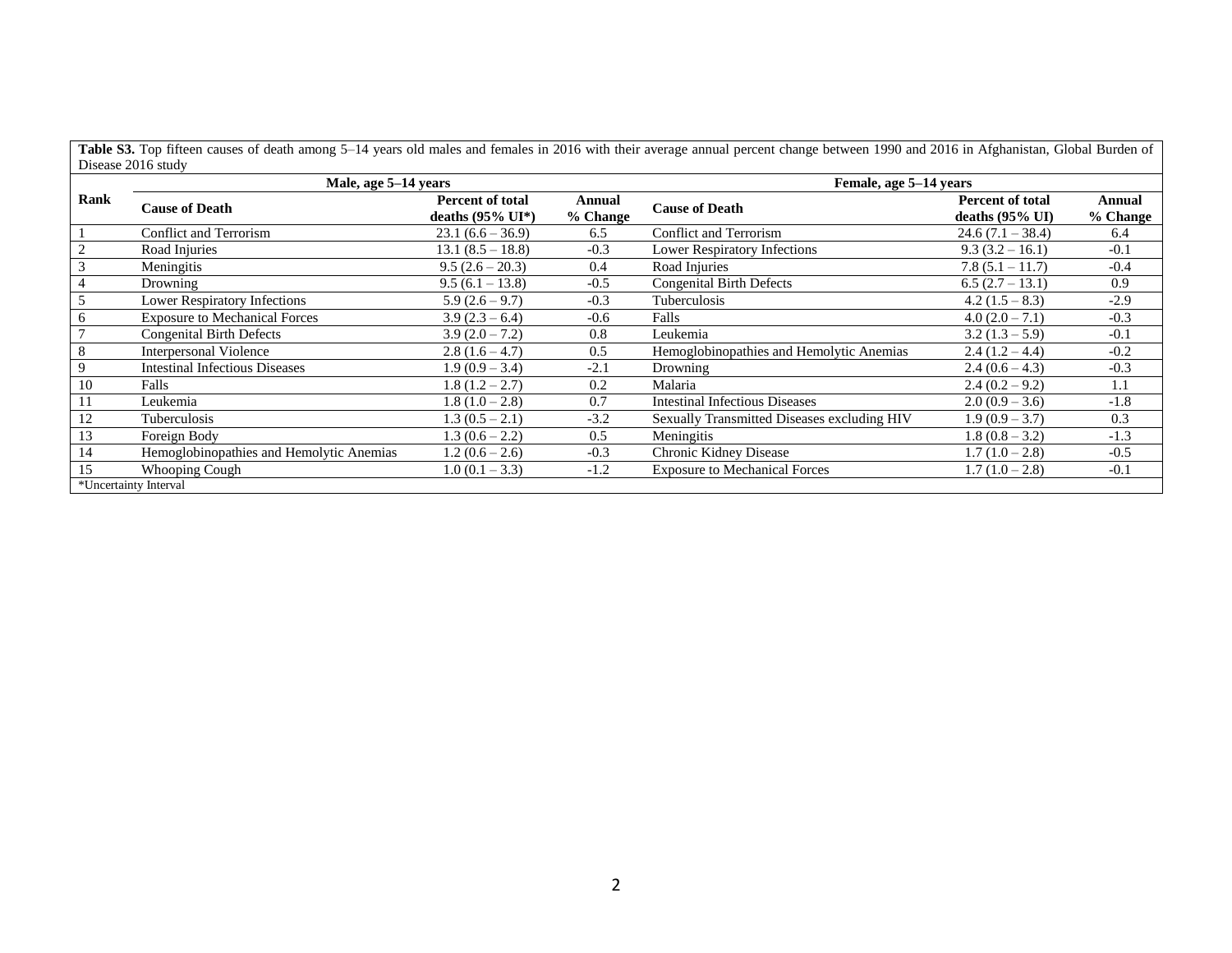**Table S3.** Top fifteen causes of death among 5–14 years old males and females in 2016 with their average annual percent change between 1990 and 2016 in Afghanistan, Global Burden of Disease 2016 study

| Rank | Male, age 5–14 years | | | Female, age 5–14 years | | |
|---|---|---|---|---|---|---|
| | **Cause of Death** | **Percent of total deaths (95% UI*)** | **Annual % Change** | **Cause of Death** | **Percent of total deaths (95% UI)** | **Annual % Change** |
| 1 | Conflict and Terrorism | 23.1 (6.6 – 36.9) | 6.5 | Conflict and Terrorism | 24.6 (7.1 – 38.4) | 6.4 |
| 2 | Road Injuries | 13.1 (8.5 – 18.8) | -0.3 | Lower Respiratory Infections | 9.3 (3.2 – 16.1) | -0.1 |
| 3 | Meningitis | 9.5 (2.6 – 20.3) | 0.4 | Road Injuries | 7.8 (5.1 – 11.7) | -0.4 |
| 4 | Drowning | 9.5 (6.1 – 13.8) | -0.5 | Congenital Birth Defects | 6.5 (2.7 – 13.1) | 0.9 |
| 5 | Lower Respiratory Infections | 5.9 (2.6 – 9.7) | -0.3 | Tuberculosis | 4.2 (1.5 – 8.3) | -2.9 |
| 6 | Exposure to Mechanical Forces | 3.9 (2.3 – 6.4) | -0.6 | Falls | 4.0 (2.0 – 7.1) | -0.3 |
| 7 | Congenital Birth Defects | 3.9 (2.0 – 7.2) | 0.8 | Leukemia | 3.2 (1.3 – 5.9) | -0.1 |
| 8 | Interpersonal Violence | 2.8 (1.6 – 4.7) | 0.5 | Hemoglobinopathies and Hemolytic Anemias | 2.4 (1.2 – 4.4) | -0.2 |
| 9 | Intestinal Infectious Diseases | 1.9 (0.9 – 3.4) | -2.1 | Drowning | 2.4 (0.6 – 4.3) | -0.3 |
| 10 | Falls | 1.8 (1.2 – 2.7) | 0.2 | Malaria | 2.4 (0.2 – 9.2) | 1.1 |
| 11 | Leukemia | 1.8 (1.0 – 2.8) | 0.7 | Intestinal Infectious Diseases | 2.0 (0.9 – 3.6) | -1.8 |
| 12 | Tuberculosis | 1.3 (0.5 – 2.1) | -3.2 | Sexually Transmitted Diseases excluding HIV | 1.9 (0.9 – 3.7) | 0.3 |
| 13 | Foreign Body | 1.3 (0.6 – 2.2) | 0.5 | Meningitis | 1.8 (0.8 – 3.2) | -1.3 |
| 14 | Hemoglobinopathies and Hemolytic Anemias | 1.2 (0.6 – 2.6) | -0.3 | Chronic Kidney Disease | 1.7 (1.0 – 2.8) | -0.5 |
| 15 | Whooping Cough | 1.0 (0.1 – 3.3) | -1.2 | Exposure to Mechanical Forces | 1.7 (1.0 – 2.8) | -0.1 |

*Uncertainty Interval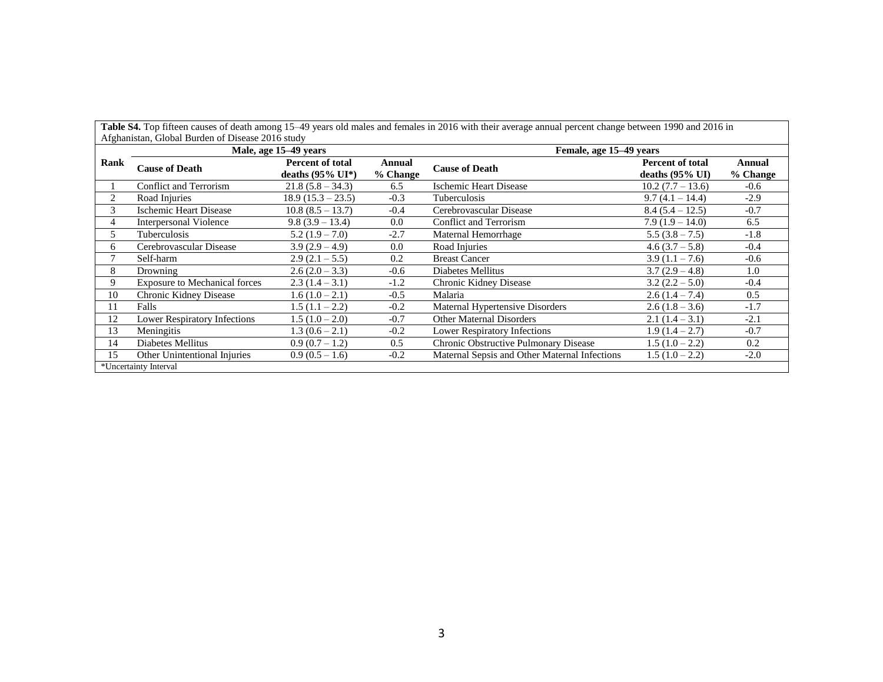**Table S4.** Top fifteen causes of death among 15–49 years old males and females in 2016 with their average annual percent change between 1990 and 2016 in Afghanistan, Global Burden of Disease 2016 study

| Rank | Male, age 15–49 years | | | Female, age 15–49 years | | |
|---|---|---|---|---|---|---|
| | **Cause of Death** | **Percent of total deaths (95% UI*)** | **Annual % Change** | **Cause of Death** | **Percent of total deaths (95% UI)** | **Annual % Change** |
| 1 | Conflict and Terrorism | 21.8 (5.8 – 34.3) | 6.5 | Ischemic Heart Disease | 10.2 (7.7 – 13.6) | -0.6 |
| 2 | Road Injuries | 18.9 (15.3 – 23.5) | -0.3 | Tuberculosis | 9.7 (4.1 – 14.4) | -2.9 |
| 3 | Ischemic Heart Disease | 10.8 (8.5 – 13.7) | -0.4 | Cerebrovascular Disease | 8.4 (5.4 – 12.5) | -0.7 |
| 4 | Interpersonal Violence | 9.8 (3.9 – 13.4) | 0.0 | Conflict and Terrorism | 7.9 (1.9 – 14.0) | 6.5 |
| 5 | Tuberculosis | 5.2 (1.9 – 7.0) | -2.7 | Maternal Hemorrhage | 5.5 (3.8 – 7.5) | -1.8 |
| 6 | Cerebrovascular Disease | 3.9 (2.9 – 4.9) | 0.0 | Road Injuries | 4.6 (3.7 – 5.8) | -0.4 |
| 7 | Self-harm | 2.9 (2.1 – 5.5) | 0.2 | Breast Cancer | 3.9 (1.1 – 7.6) | -0.6 |
| 8 | Drowning | 2.6 (2.0 – 3.3) | -0.6 | Diabetes Mellitus | 3.7 (2.9 – 4.8) | 1.0 |
| 9 | Exposure to Mechanical forces | 2.3 (1.4 – 3.1) | -1.2 | Chronic Kidney Disease | 3.2 (2.2 – 5.0) | -0.4 |
| 10 | Chronic Kidney Disease | 1.6 (1.0 – 2.1) | -0.5 | Malaria | 2.6 (1.4 – 7.4) | 0.5 |
| 11 | Falls | 1.5 (1.1 – 2.2) | -0.2 | Maternal Hypertensive Disorders | 2.6 (1.8 – 3.6) | -1.7 |
| 12 | Lower Respiratory Infections | 1.5 (1.0 – 2.0) | -0.7 | Other Maternal Disorders | 2.1 (1.4 – 3.1) | -2.1 |
| 13 | Meningitis | 1.3 (0.6 – 2.1) | -0.2 | Lower Respiratory Infections | 1.9 (1.4 – 2.7) | -0.7 |
| 14 | Diabetes Mellitus | 0.9 (0.7 – 1.2) | 0.5 | Chronic Obstructive Pulmonary Disease | 1.5 (1.0 – 2.2) | 0.2 |
| 15 | Other Unintentional Injuries | 0.9 (0.5 – 1.6) | -0.2 | Maternal Sepsis and Other Maternal Infections | 1.5 (1.0 – 2.2) | -2.0 |

*Uncertainty Interval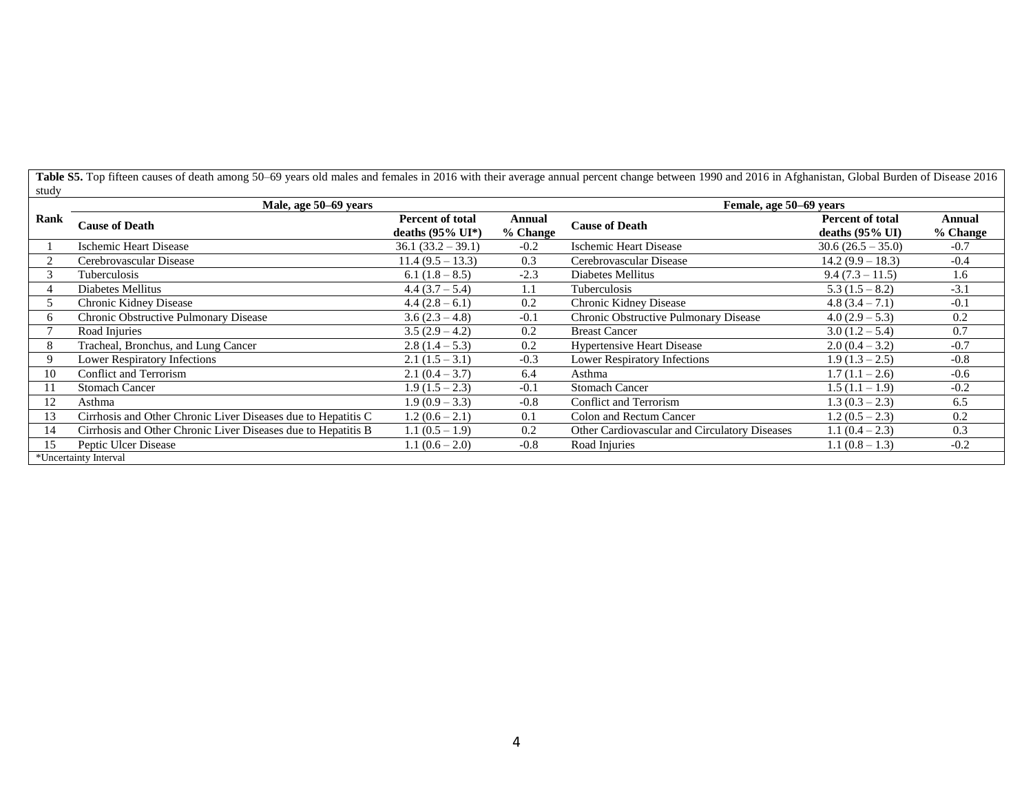**Table S5.** Top fifteen causes of death among 50–69 years old males and females in 2016 with their average annual percent change between 1990 and 2016 in Afghanistan, Global Burden of Disease 2016 study

| Rank | Male, age 50–69 years | | | Female, age 50–69 years | | |
|---|---|---|---|---|---|---|
| | **Cause of Death** | **Percent of total deaths (95% UI*)** | **Annual % Change** | **Cause of Death** | **Percent of total deaths (95% UI)** | **Annual % Change** |
| 1 | Ischemic Heart Disease | 36.1 (33.2 – 39.1) | -0.2 | Ischemic Heart Disease | 30.6 (26.5 – 35.0) | -0.7 |
| 2 | Cerebrovascular Disease | 11.4 (9.5 – 13.3) | 0.3 | Cerebrovascular Disease | 14.2 (9.9 – 18.3) | -0.4 |
| 3 | Tuberculosis | 6.1 (1.8 – 8.5) | -2.3 | Diabetes Mellitus | 9.4 (7.3 – 11.5) | 1.6 |
| 4 | Diabetes Mellitus | 4.4 (3.7 – 5.4) | 1.1 | Tuberculosis | 5.3 (1.5 – 8.2) | -3.1 |
| 5 | Chronic Kidney Disease | 4.4 (2.8 – 6.1) | 0.2 | Chronic Kidney Disease | 4.8 (3.4 – 7.1) | -0.1 |
| 6 | Chronic Obstructive Pulmonary Disease | 3.6 (2.3 – 4.8) | -0.1 | Chronic Obstructive Pulmonary Disease | 4.0 (2.9 – 5.3) | 0.2 |
| 7 | Road Injuries | 3.5 (2.9 – 4.2) | 0.2 | Breast Cancer | 3.0 (1.2 – 5.4) | 0.7 |
| 8 | Tracheal, Bronchus, and Lung Cancer | 2.8 (1.4 – 5.3) | 0.2 | Hypertensive Heart Disease | 2.0 (0.4 – 3.2) | -0.7 |
| 9 | Lower Respiratory Infections | 2.1 (1.5 – 3.1) | -0.3 | Lower Respiratory Infections | 1.9 (1.3 – 2.5) | -0.8 |
| 10 | Conflict and Terrorism | 2.1 (0.4 – 3.7) | 6.4 | Asthma | 1.7 (1.1 – 2.6) | -0.6 |
| 11 | Stomach Cancer | 1.9 (1.5 – 2.3) | -0.1 | Stomach Cancer | 1.5 (1.1 – 1.9) | -0.2 |
| 12 | Asthma | 1.9 (0.9 – 3.3) | -0.8 | Conflict and Terrorism | 1.3 (0.3 – 2.3) | 6.5 |
| 13 | Cirrhosis and Other Chronic Liver Diseases due to Hepatitis C | 1.2 (0.6 – 2.1) | 0.1 | Colon and Rectum Cancer | 1.2 (0.5 – 2.3) | 0.2 |
| 14 | Cirrhosis and Other Chronic Liver Diseases due to Hepatitis B | 1.1 (0.5 – 1.9) | 0.2 | Other Cardiovascular and Circulatory Diseases | 1.1 (0.4 – 2.3) | 0.3 |
| 15 | Peptic Ulcer Disease | 1.1 (0.6 – 2.0) | -0.8 | Road Injuries | 1.1 (0.8 – 1.3) | -0.2 |

*Uncertainty Interval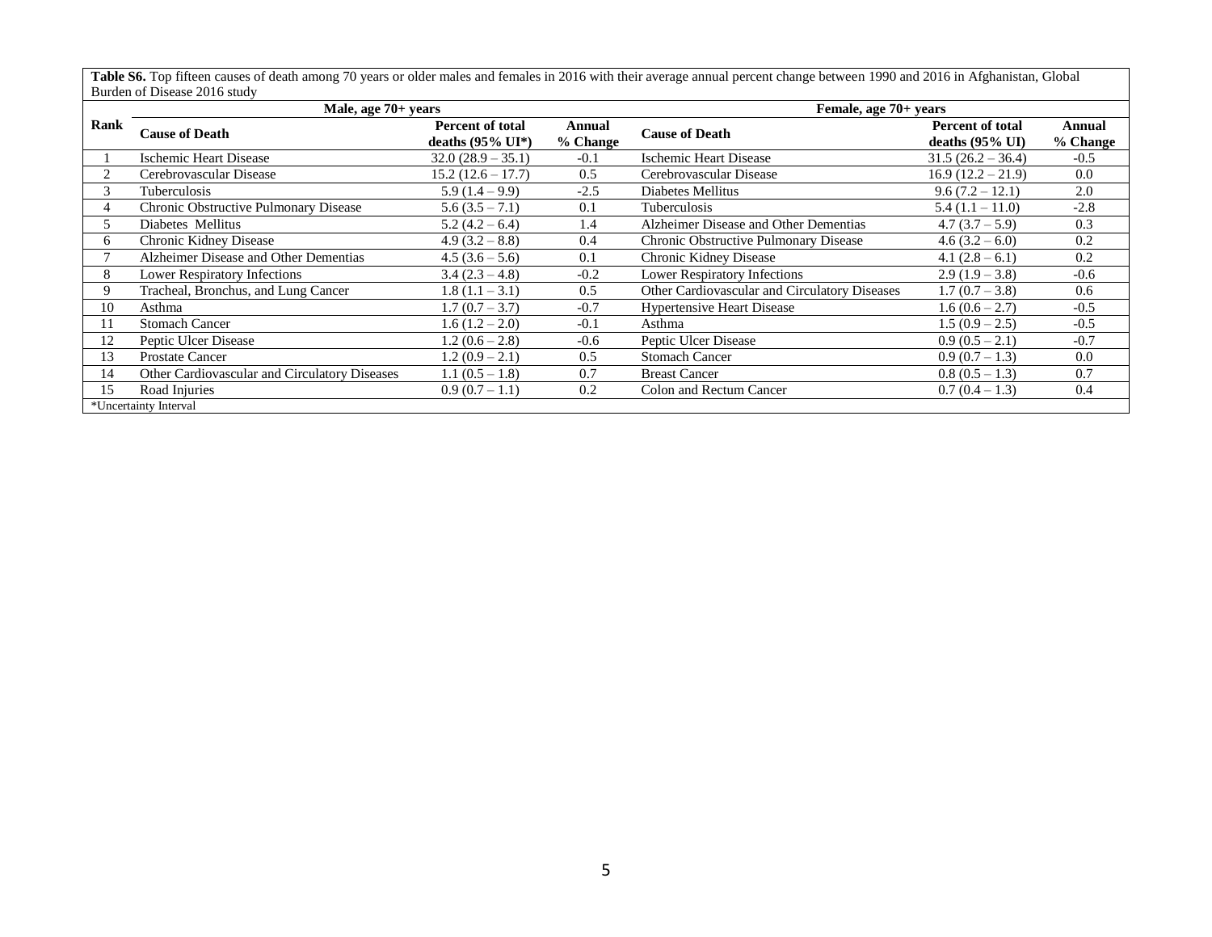**Table S6.** Top fifteen causes of death among 70 years or older males and females in 2016 with their average annual percent change between 1990 and 2016 in Afghanistan, Global Burden of Disease 2016 study

| Rank | Male, age 70+ years | | | Female, age 70+ years | | |
|---|---|---|---|---|---|---|
| | **Cause of Death** | **Percent of total deaths (95% UI*)** | **Annual % Change** | **Cause of Death** | **Percent of total deaths (95% UI)** | **Annual % Change** |
| 1 | Ischemic Heart Disease | 32.0 (28.9 – 35.1) | -0.1 | Ischemic Heart Disease | 31.5 (26.2 – 36.4) | -0.5 |
| 2 | Cerebrovascular Disease | 15.2 (12.6 – 17.7) | 0.5 | Cerebrovascular Disease | 16.9 (12.2 – 21.9) | 0.0 |
| 3 | Tuberculosis | 5.9 (1.4 – 9.9) | -2.5 | Diabetes Mellitus | 9.6 (7.2 – 12.1) | 2.0 |
| 4 | Chronic Obstructive Pulmonary Disease | 5.6 (3.5 – 7.1) | 0.1 | Tuberculosis | 5.4 (1.1 – 11.0) | -2.8 |
| 5 | Diabetes Mellitus | 5.2 (4.2 – 6.4) | 1.4 | Alzheimer Disease and Other Dementias | 4.7 (3.7 – 5.9) | 0.3 |
| 6 | Chronic Kidney Disease | 4.9 (3.2 – 8.8) | 0.4 | Chronic Obstructive Pulmonary Disease | 4.6 (3.2 – 6.0) | 0.2 |
| 7 | Alzheimer Disease and Other Dementias | 4.5 (3.6 – 5.6) | 0.1 | Chronic Kidney Disease | 4.1 (2.8 – 6.1) | 0.2 |
| 8 | Lower Respiratory Infections | 3.4 (2.3 – 4.8) | -0.2 | Lower Respiratory Infections | 2.9 (1.9 – 3.8) | -0.6 |
| 9 | Tracheal, Bronchus, and Lung Cancer | 1.8 (1.1 – 3.1) | 0.5 | Other Cardiovascular and Circulatory Diseases | 1.7 (0.7 – 3.8) | 0.6 |
| 10 | Asthma | 1.7 (0.7 – 3.7) | -0.7 | Hypertensive Heart Disease | 1.6 (0.6 – 2.7) | -0.5 |
| 11 | Stomach Cancer | 1.6 (1.2 – 2.0) | -0.1 | Asthma | 1.5 (0.9 – 2.5) | -0.5 |
| 12 | Peptic Ulcer Disease | 1.2 (0.6 – 2.8) | -0.6 | Peptic Ulcer Disease | 0.9 (0.5 – 2.1) | -0.7 |
| 13 | Prostate Cancer | 1.2 (0.9 – 2.1) | 0.5 | Stomach Cancer | 0.9 (0.7 – 1.3) | 0.0 |
| 14 | Other Cardiovascular and Circulatory Diseases | 1.1 (0.5 – 1.8) | 0.7 | Breast Cancer | 0.8 (0.5 – 1.3) | 0.7 |
| 15 | Road Injuries | 0.9 (0.7 – 1.1) | 0.2 | Colon and Rectum Cancer | 0.7 (0.4 – 1.3) | 0.4 |

*Uncertainty Interval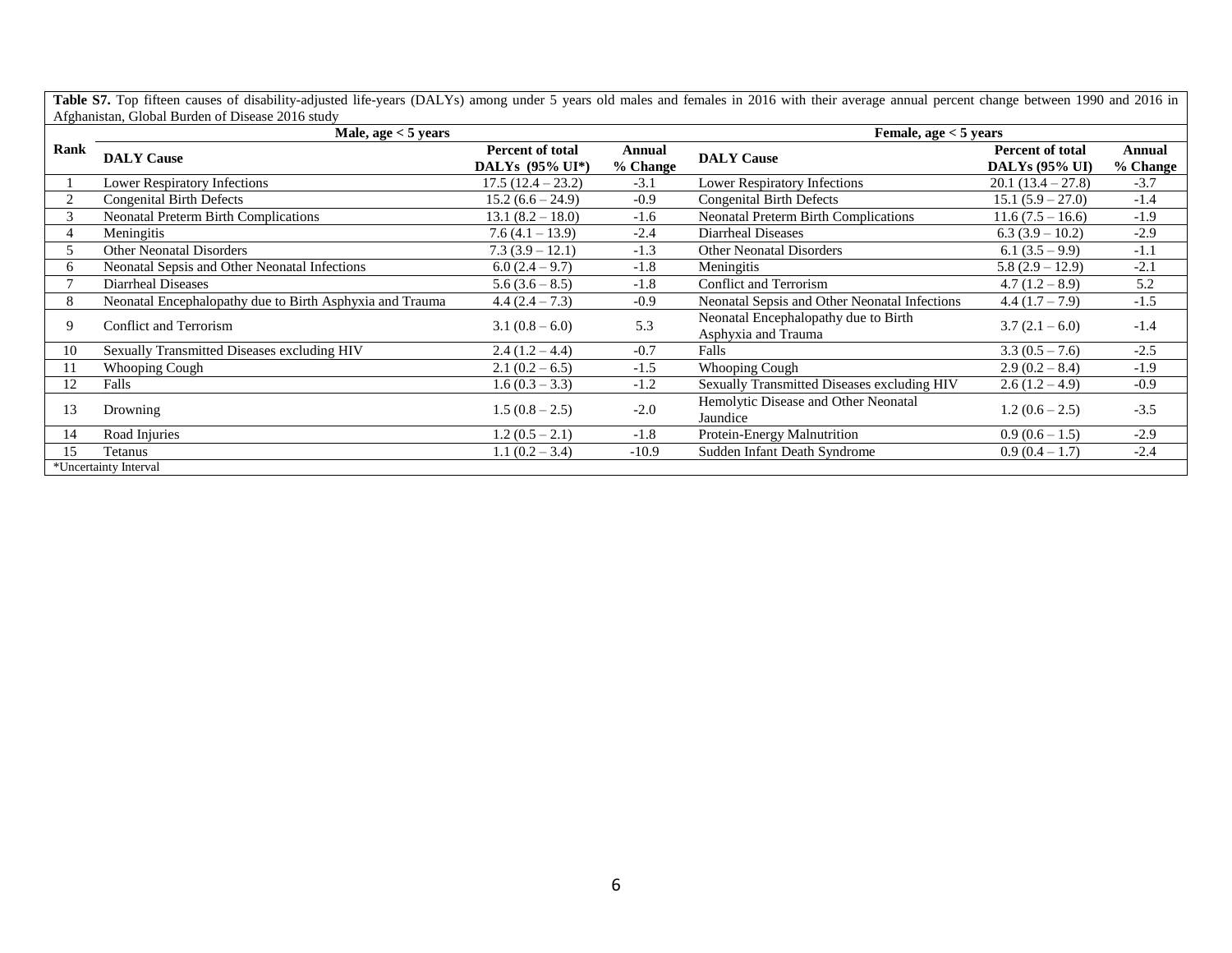**Table S7.** Top fifteen causes of disability-adjusted life-years (DALYs) among under 5 years old males and females in 2016 with their average annual percent change between 1990 and 2016 in Afghanistan, Global Burden of Disease 2016 study

| Rank | Male, age < 5 years | | | Female, age < 5 years | | |
|---|---|---|---|---|---|---|
| | **DALY Cause** | **Percent of total DALYs (95% UI*)** | **Annual % Change** | **DALY Cause** | **Percent of total DALYs (95% UI)** | **Annual % Change** |
| 1 | Lower Respiratory Infections | 17.5 (12.4 – 23.2) | -3.1 | Lower Respiratory Infections | 20.1 (13.4 – 27.8) | -3.7 |
| 2 | Congenital Birth Defects | 15.2 (6.6 – 24.9) | -0.9 | Congenital Birth Defects | 15.1 (5.9 – 27.0) | -1.4 |
| 3 | Neonatal Preterm Birth Complications | 13.1 (8.2 – 18.0) | -1.6 | Neonatal Preterm Birth Complications | 11.6 (7.5 – 16.6) | -1.9 |
| 4 | Meningitis | 7.6 (4.1 – 13.9) | -2.4 | Diarrheal Diseases | 6.3 (3.9 – 10.2) | -2.9 |
| 5 | Other Neonatal Disorders | 7.3 (3.9 – 12.1) | -1.3 | Other Neonatal Disorders | 6.1 (3.5 – 9.9) | -1.1 |
| 6 | Neonatal Sepsis and Other Neonatal Infections | 6.0 (2.4 – 9.7) | -1.8 | Meningitis | 5.8 (2.9 – 12.9) | -2.1 |
| 7 | Diarrheal Diseases | 5.6 (3.6 – 8.5) | -1.8 | Conflict and Terrorism | 4.7 (1.2 – 8.9) | 5.2 |
| 8 | Neonatal Encephalopathy due to Birth Asphyxia and Trauma | 4.4 (2.4 – 7.3) | -0.9 | Neonatal Sepsis and Other Neonatal Infections | 4.4 (1.7 – 7.9) | -1.5 |
| 9 | Conflict and Terrorism | 3.1 (0.8 – 6.0) | 5.3 | Neonatal Encephalopathy due to Birth Asphyxia and Trauma | 3.7 (2.1 – 6.0) | -1.4 |
| 10 | Sexually Transmitted Diseases excluding HIV | 2.4 (1.2 – 4.4) | -0.7 | Falls | 3.3 (0.5 – 7.6) | -2.5 |
| 11 | Whooping Cough | 2.1 (0.2 – 6.5) | -1.5 | Whooping Cough | 2.9 (0.2 – 8.4) | -1.9 |
| 12 | Falls | 1.6 (0.3 – 3.3) | -1.2 | Sexually Transmitted Diseases excluding HIV | 2.6 (1.2 – 4.9) | -0.9 |
| 13 | Drowning | 1.5 (0.8 – 2.5) | -2.0 | Hemolytic Disease and Other Neonatal Jaundice | 1.2 (0.6 – 2.5) | -3.5 |
| 14 | Road Injuries | 1.2 (0.5 – 2.1) | -1.8 | Protein-Energy Malnutrition | 0.9 (0.6 – 1.5) | -2.9 |
| 15 | Tetanus | 1.1 (0.2 – 3.4) | -10.9 | Sudden Infant Death Syndrome | 0.9 (0.4 – 1.7) | -2.4 |

*Uncertainty Interval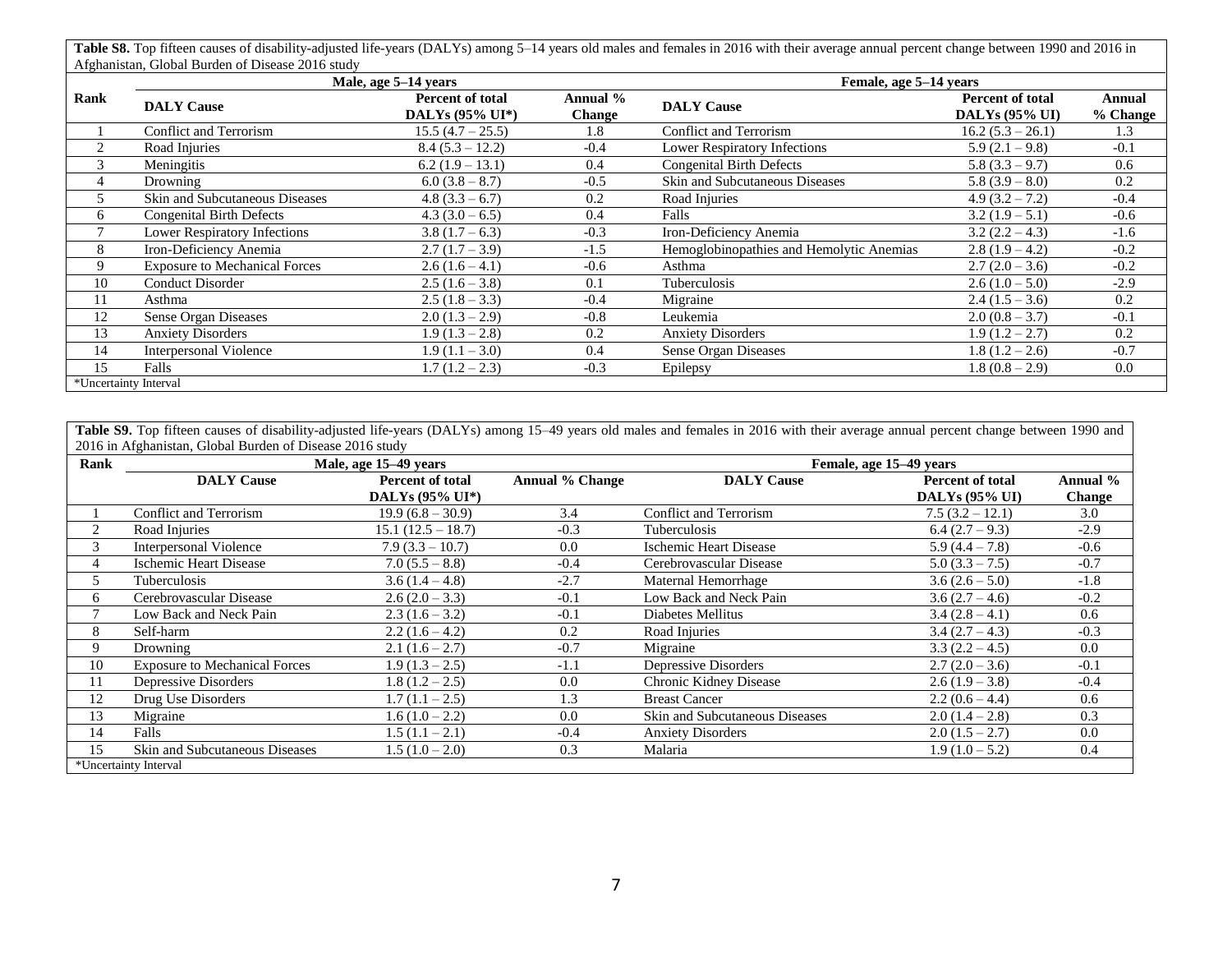**Table S8.** Top fifteen causes of disability-adjusted life-years (DALYs) among 5–14 years old males and females in 2016 with their average annual percent change between 1990 and 2016 in Afghanistan, Global Burden of Disease 2016 study

| Rank | Male, age 5–14 years | | | Female, age 5–14 years | | |
|---|---|---|---|---|---|---|
| | **DALY Cause** | **Percent of total DALYs (95% UI*)** | **Annual % Change** | **DALY Cause** | **Percent of total DALYs (95% UI)** | **Annual % Change** |
| 1 | Conflict and Terrorism | 15.5 (4.7 – 25.5) | 1.8 | Conflict and Terrorism | 16.2 (5.3 – 26.1) | 1.3 |
| 2 | Road Injuries | 8.4 (5.3 – 12.2) | -0.4 | Lower Respiratory Infections | 5.9 (2.1 – 9.8) | -0.1 |
| 3 | Meningitis | 6.2 (1.9 – 13.1) | 0.4 | Congenital Birth Defects | 5.8 (3.3 – 9.7) | 0.6 |
| 4 | Drowning | 6.0 (3.8 – 8.7) | -0.5 | Skin and Subcutaneous Diseases | 5.8 (3.9 – 8.0) | 0.2 |
| 5 | Skin and Subcutaneous Diseases | 4.8 (3.3 – 6.7) | 0.2 | Road Injuries | 4.9 (3.2 – 7.2) | -0.4 |
| 6 | Congenital Birth Defects | 4.3 (3.0 – 6.5) | 0.4 | Falls | 3.2 (1.9 – 5.1) | -0.6 |
| 7 | Lower Respiratory Infections | 3.8 (1.7 – 6.3) | -0.3 | Iron-Deficiency Anemia | 3.2 (2.2 – 4.3) | -1.6 |
| 8 | Iron-Deficiency Anemia | 2.7 (1.7 – 3.9) | -1.5 | Hemoglobinopathies and Hemolytic Anemias | 2.8 (1.9 – 4.2) | -0.2 |
| 9 | Exposure to Mechanical Forces | 2.6 (1.6 – 4.1) | -0.6 | Asthma | 2.7 (2.0 – 3.6) | -0.2 |
| 10 | Conduct Disorder | 2.5 (1.6 – 3.8) | 0.1 | Tuberculosis | 2.6 (1.0 – 5.0) | -2.9 |
| 11 | Asthma | 2.5 (1.8 – 3.3) | -0.4 | Migraine | 2.4 (1.5 – 3.6) | 0.2 |
| 12 | Sense Organ Diseases | 2.0 (1.3 – 2.9) | -0.8 | Leukemia | 2.0 (0.8 – 3.7) | -0.1 |
| 13 | Anxiety Disorders | 1.9 (1.3 – 2.8) | 0.2 | Anxiety Disorders | 1.9 (1.2 – 2.7) | 0.2 |
| 14 | Interpersonal Violence | 1.9 (1.1 – 3.0) | 0.4 | Sense Organ Diseases | 1.8 (1.2 – 2.6) | -0.7 |
| 15 | Falls | 1.7 (1.2 – 2.3) | -0.3 | Epilepsy | 1.8 (0.8 – 2.9) | 0.0 |

*Uncertainty Interval

**Table S9.** Top fifteen causes of disability-adjusted life-years (DALYs) among 15–49 years old males and females in 2016 with their average annual percent change between 1990 and 2016 in Afghanistan, Global Burden of Disease 2016 study

| Rank | Male, age 15–49 years | | | Female, age 15–49 years | | |
|---|---|---|---|---|---|---|
| | **DALY Cause** | **Percent of total DALYs (95% UI*)** | **Annual % Change** | **DALY Cause** | **Percent of total DALYs (95% UI)** | **Annual % Change** |
| 1 | Conflict and Terrorism | 19.9 (6.8 – 30.9) | 3.4 | Conflict and Terrorism | 7.5 (3.2 – 12.1) | 3.0 |
| 2 | Road Injuries | 15.1 (12.5 – 18.7) | -0.3 | Tuberculosis | 6.4 (2.7 – 9.3) | -2.9 |
| 3 | Interpersonal Violence | 7.9 (3.3 – 10.7) | 0.0 | Ischemic Heart Disease | 5.9 (4.4 – 7.8) | -0.6 |
| 4 | Ischemic Heart Disease | 7.0 (5.5 – 8.8) | -0.4 | Cerebrovascular Disease | 5.0 (3.3 – 7.5) | -0.7 |
| 5 | Tuberculosis | 3.6 (1.4 – 4.8) | -2.7 | Maternal Hemorrhage | 3.6 (2.6 – 5.0) | -1.8 |
| 6 | Cerebrovascular Disease | 2.6 (2.0 – 3.3) | -0.1 | Low Back and Neck Pain | 3.6 (2.7 – 4.6) | -0.2 |
| 7 | Low Back and Neck Pain | 2.3 (1.6 – 3.2) | -0.1 | Diabetes Mellitus | 3.4 (2.8 – 4.1) | 0.6 |
| 8 | Self-harm | 2.2 (1.6 – 4.2) | 0.2 | Road Injuries | 3.4 (2.7 – 4.3) | -0.3 |
| 9 | Drowning | 2.1 (1.6 – 2.7) | -0.7 | Migraine | 3.3 (2.2 – 4.5) | 0.0 |
| 10 | Exposure to Mechanical Forces | 1.9 (1.3 – 2.5) | -1.1 | Depressive Disorders | 2.7 (2.0 – 3.6) | -0.1 |
| 11 | Depressive Disorders | 1.8 (1.2 – 2.5) | 0.0 | Chronic Kidney Disease | 2.6 (1.9 – 3.8) | -0.4 |
| 12 | Drug Use Disorders | 1.7 (1.1 – 2.5) | 1.3 | Breast Cancer | 2.2 (0.6 – 4.4) | 0.6 |
| 13 | Migraine | 1.6 (1.0 – 2.2) | 0.0 | Skin and Subcutaneous Diseases | 2.0 (1.4 – 2.8) | 0.3 |
| 14 | Falls | 1.5 (1.1 – 2.1) | -0.4 | Anxiety Disorders | 2.0 (1.5 – 2.7) | 0.0 |
| 15 | Skin and Subcutaneous Diseases | 1.5 (1.0 – 2.0) | 0.3 | Malaria | 1.9 (1.0 – 5.2) | 0.4 |

*Uncertainty Interval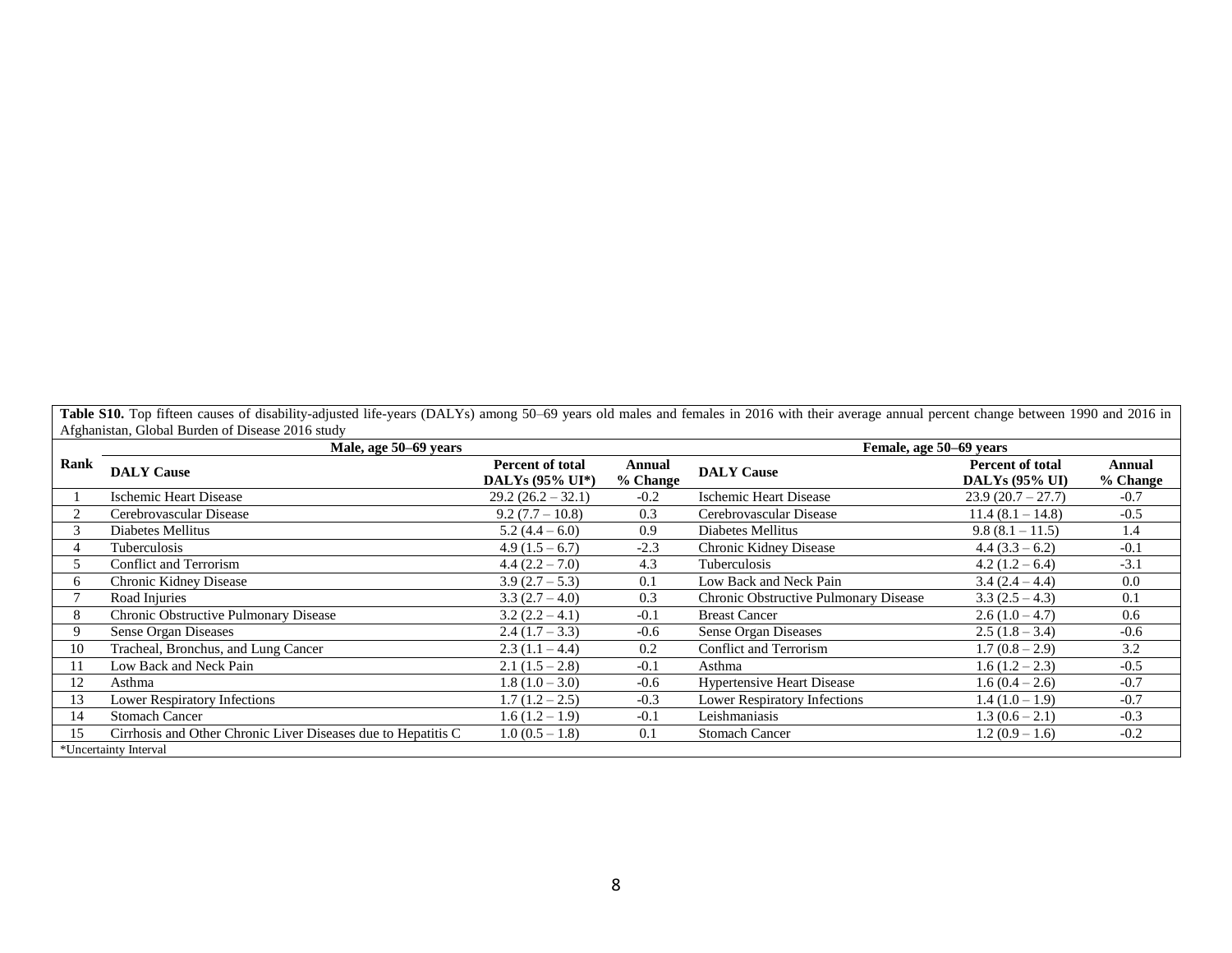**Table S10.** Top fifteen causes of disability-adjusted life-years (DALYs) among 50–69 years old males and females in 2016 with their average annual percent change between 1990 and 2016 in Afghanistan, Global Burden of Disease 2016 study

| Rank | Male, age 50–69 years | | | Female, age 50–69 years | | |
|---|---|---|---|---|---|---|
| | **DALY Cause** | **Percent of total DALYs (95% UI*)** | **Annual % Change** | **DALY Cause** | **Percent of total DALYs (95% UI)** | **Annual % Change** |
| 1 | Ischemic Heart Disease | 29.2 (26.2 – 32.1) | -0.2 | Ischemic Heart Disease | 23.9 (20.7 – 27.7) | -0.7 |
| 2 | Cerebrovascular Disease | 9.2 (7.7 – 10.8) | 0.3 | Cerebrovascular Disease | 11.4 (8.1 – 14.8) | -0.5 |
| 3 | Diabetes Mellitus | 5.2 (4.4 – 6.0) | 0.9 | Diabetes Mellitus | 9.8 (8.1 – 11.5) | 1.4 |
| 4 | Tuberculosis | 4.9 (1.5 – 6.7) | -2.3 | Chronic Kidney Disease | 4.4 (3.3 – 6.2) | -0.1 |
| 5 | Conflict and Terrorism | 4.4 (2.2 – 7.0) | 4.3 | Tuberculosis | 4.2 (1.2 – 6.4) | -3.1 |
| 6 | Chronic Kidney Disease | 3.9 (2.7 – 5.3) | 0.1 | Low Back and Neck Pain | 3.4 (2.4 – 4.4) | 0.0 |
| 7 | Road Injuries | 3.3 (2.7 – 4.0) | 0.3 | Chronic Obstructive Pulmonary Disease | 3.3 (2.5 – 4.3) | 0.1 |
| 8 | Chronic Obstructive Pulmonary Disease | 3.2 (2.2 – 4.1) | -0.1 | Breast Cancer | 2.6 (1.0 – 4.7) | 0.6 |
| 9 | Sense Organ Diseases | 2.4 (1.7 – 3.3) | -0.6 | Sense Organ Diseases | 2.5 (1.8 – 3.4) | -0.6 |
| 10 | Tracheal, Bronchus, and Lung Cancer | 2.3 (1.1 – 4.4) | 0.2 | Conflict and Terrorism | 1.7 (0.8 – 2.9) | 3.2 |
| 11 | Low Back and Neck Pain | 2.1 (1.5 – 2.8) | -0.1 | Asthma | 1.6 (1.2 – 2.3) | -0.5 |
| 12 | Asthma | 1.8 (1.0 – 3.0) | -0.6 | Hypertensive Heart Disease | 1.6 (0.4 – 2.6) | -0.7 |
| 13 | Lower Respiratory Infections | 1.7 (1.2 – 2.5) | -0.3 | Lower Respiratory Infections | 1.4 (1.0 – 1.9) | -0.7 |
| 14 | Stomach Cancer | 1.6 (1.2 – 1.9) | -0.1 | Leishmaniasis | 1.3 (0.6 – 2.1) | -0.3 |
| 15 | Cirrhosis and Other Chronic Liver Diseases due to Hepatitis C | 1.0 (0.5 – 1.8) | 0.1 | Stomach Cancer | 1.2 (0.9 – 1.6) | -0.2 |

*Uncertainty Interval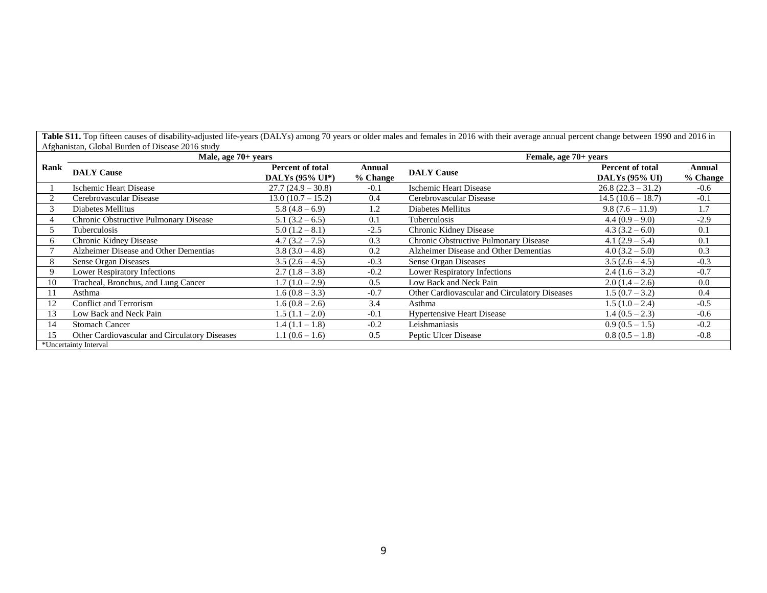**Table S11.** Top fifteen causes of disability-adjusted life-years (DALYs) among 70 years or older males and females in 2016 with their average annual percent change between 1990 and 2016 in Afghanistan, Global Burden of Disease 2016 study

| Rank | Male, age 70+ years | | | Female, age 70+ years | | |
|---|---|---|---|---|---|---|
| | **DALY Cause** | **Percent of total DALYs (95% UI*)** | **Annual % Change** | **DALY Cause** | **Percent of total DALYs (95% UI)** | **Annual % Change** |
| 1 | Ischemic Heart Disease | 27.7 (24.9 – 30.8) | -0.1 | Ischemic Heart Disease | 26.8 (22.3 – 31.2) | -0.6 |
| 2 | Cerebrovascular Disease | 13.0 (10.7 – 15.2) | 0.4 | Cerebrovascular Disease | 14.5 (10.6 – 18.7) | -0.1 |
| 3 | Diabetes Mellitus | 5.8 (4.8 – 6.9) | 1.2 | Diabetes Mellitus | 9.8 (7.6 – 11.9) | 1.7 |
| 4 | Chronic Obstructive Pulmonary Disease | 5.1 (3.2 – 6.5) | 0.1 | Tuberculosis | 4.4 (0.9 – 9.0) | -2.9 |
| 5 | Tuberculosis | 5.0 (1.2 – 8.1) | -2.5 | Chronic Kidney Disease | 4.3 (3.2 – 6.0) | 0.1 |
| 6 | Chronic Kidney Disease | 4.7 (3.2 – 7.5) | 0.3 | Chronic Obstructive Pulmonary Disease | 4.1 (2.9 – 5.4) | 0.1 |
| 7 | Alzheimer Disease and Other Dementias | 3.8 (3.0 – 4.8) | 0.2 | Alzheimer Disease and Other Dementias | 4.0 (3.2 – 5.0) | 0.3 |
| 8 | Sense Organ Diseases | 3.5 (2.6 – 4.5) | -0.3 | Sense Organ Diseases | 3.5 (2.6 – 4.5) | -0.3 |
| 9 | Lower Respiratory Infections | 2.7 (1.8 – 3.8) | -0.2 | Lower Respiratory Infections | 2.4 (1.6 – 3.2) | -0.7 |
| 10 | Tracheal, Bronchus, and Lung Cancer | 1.7 (1.0 – 2.9) | 0.5 | Low Back and Neck Pain | 2.0 (1.4 – 2.6) | 0.0 |
| 11 | Asthma | 1.6 (0.8 – 3.3) | -0.7 | Other Cardiovascular and Circulatory Diseases | 1.5 (0.7 – 3.2) | 0.4 |
| 12 | Conflict and Terrorism | 1.6 (0.8 – 2.6) | 3.4 | Asthma | 1.5 (1.0 – 2.4) | -0.5 |
| 13 | Low Back and Neck Pain | 1.5 (1.1 – 2.0) | -0.1 | Hypertensive Heart Disease | 1.4 (0.5 – 2.3) | -0.6 |
| 14 | Stomach Cancer | 1.4 (1.1 – 1.8) | -0.2 | Leishmaniasis | 0.9 (0.5 – 1.5) | -0.2 |
| 15 | Other Cardiovascular and Circulatory Diseases | 1.1 (0.6 – 1.6) | 0.5 | Peptic Ulcer Disease | 0.8 (0.5 – 1.8) | -0.8 |

*Uncertainty Interval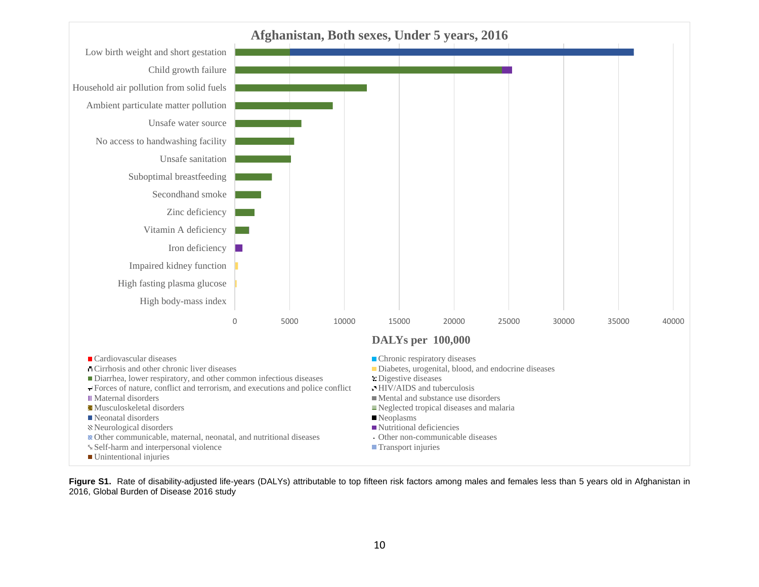**Afghanistan, Both sexes, Under 5 years, 2016**

Low birth weight and short gestation
Child growth failure
Household air pollution from solid fuels
Ambient particulate matter pollution
Unsafe water source
No access to handwashing facility
Unsafe sanitation
Suboptimal breastfeeding
Secondhand smoke
Zinc deficiency
Vitamin A deficiency
Iron deficiency
Impaired kidney function
High fasting plasma glucose
High body-mass index

0 5000 10000 15000 20000 25000 30000 35000 40000

**DALYs per 100,000**

- Cardiovascular diseases
- Chronic respiratory diseases
- Cirrhosis and other chronic liver diseases
- Diabetes, urogenital, blood, and endocrine diseases
- Diarrhea, lower respiratory, and other common infectious diseases
- Digestive diseases
- Forces of nature, conflict and terrorism, and executions and police conflict
- HIV/AIDS and tuberculosis
- Maternal disorders
- Mental and substance use disorders
- Musculoskeletal disorders
- Neglected tropical diseases and malaria
- Neonatal disorders
- Neoplasms
- Neurological disorders
- Nutritional deficiencies
- Other communicable, maternal, neonatal, and nutritional diseases
- Other non-communicable diseases
- Self-harm and interpersonal violence
- Transport injuries
- Unintentional injuries

**Figure S1.** Rate of disability-adjusted life-years (DALYs) attributable to top fifteen risk factors among males and females less than 5 years old in Afghanistan in 2016, Global Burden of Disease 2016 study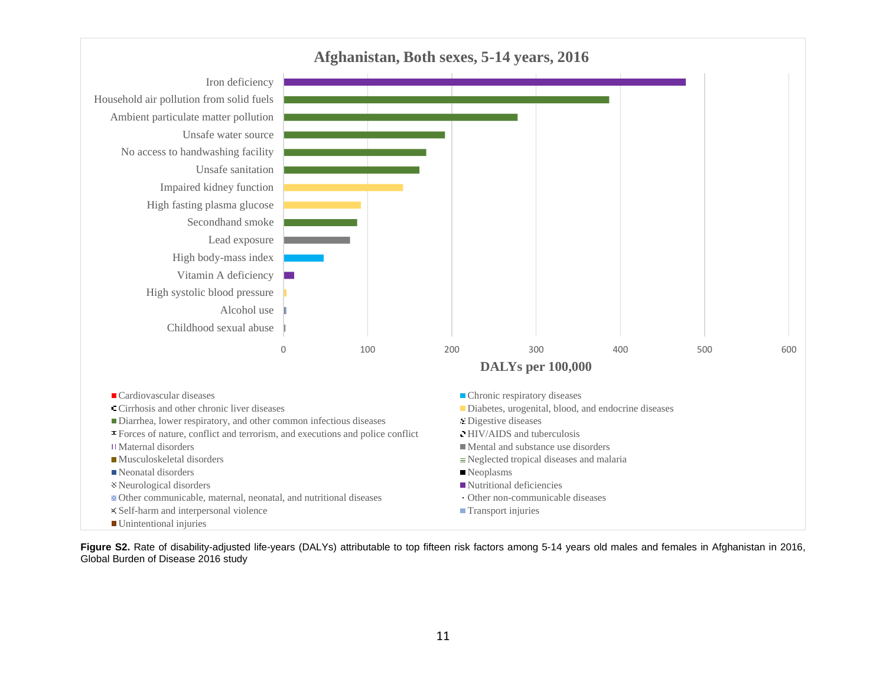**Afghanistan, Both sexes, 5-14 years, 2016**

| Risk factor | Category |
|---|---|
| Iron deficiency | Nutritional deficiencies |
| Household air pollution from solid fuels | Diarrhea, lower respiratory, and other common infectious diseases |
| Ambient particulate matter pollution | Diarrhea, lower respiratory, and other common infectious diseases |
| Unsafe water source | Diarrhea, lower respiratory, and other common infectious diseases |
| No access to handwashing facility | Diarrhea, lower respiratory, and other common infectious diseases |
| Unsafe sanitation | Diarrhea, lower respiratory, and other common infectious diseases |
| Impaired kidney function | Diabetes, urogenital, blood, and endocrine diseases |
| High fasting plasma glucose | Diabetes, urogenital, blood, and endocrine diseases |
| Secondhand smoke | Diarrhea, lower respiratory, and other common infectious diseases |
| Lead exposure | Mental and substance use disorders |
| High body-mass index | Chronic respiratory diseases |
| Vitamin A deficiency | Nutritional deficiencies |
| High systolic blood pressure | Diabetes, urogenital, blood, and endocrine diseases |
| Alcohol use | Transport injuries |
| Childhood sexual abuse | Mental and substance use disorders |

X-axis: DALYs per 100,000 (0, 100, 200, 300, 400, 500, 600)

Legend: Cardiovascular diseases; Chronic respiratory diseases; Cirrhosis and other chronic liver diseases; Diabetes, urogenital, blood, and endocrine diseases; Diarrhea, lower respiratory, and other common infectious diseases; Digestive diseases; Forces of nature, conflict and terrorism, and executions and police conflict; HIV/AIDS and tuberculosis; Maternal disorders; Mental and substance use disorders; Musculoskeletal disorders; Neglected tropical diseases and malaria; Neonatal disorders; Neoplasms; Neurological disorders; Nutritional deficiencies; Other communicable, maternal, neonatal, and nutritional diseases; Other non-communicable diseases; Self-harm and interpersonal violence; Transport injuries; Unintentional injuries

**Figure S2.** Rate of disability-adjusted life-years (DALYs) attributable to top fifteen risk factors among 5-14 years old males and females in Afghanistan in 2016, Global Burden of Disease 2016 study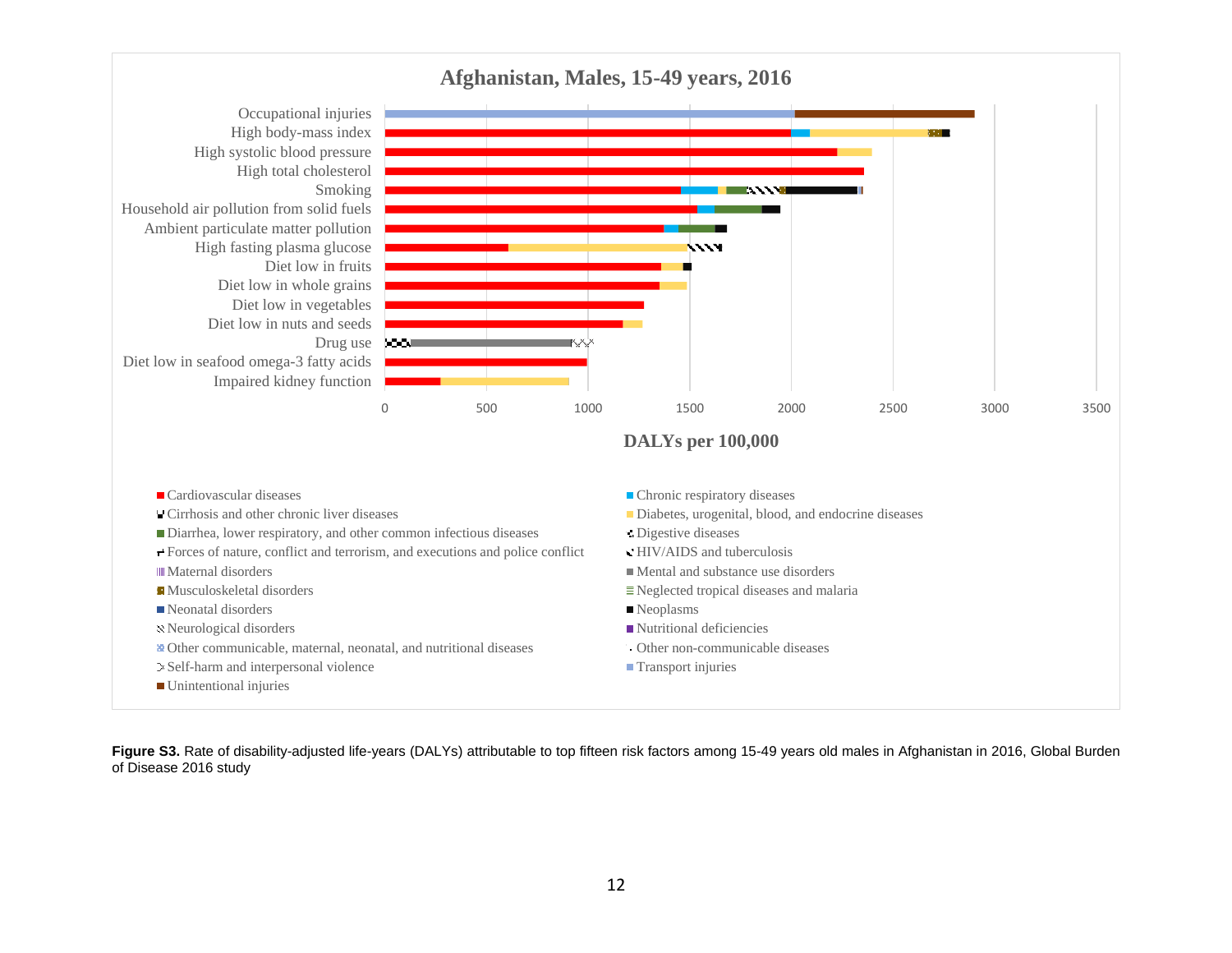**Afghanistan, Males, 15-49 years, 2016**

Risk factors (y-axis): Occupational injuries; High body-mass index; High systolic blood pressure; High total cholesterol; Smoking; Household air pollution from solid fuels; Ambient particulate matter pollution; High fasting plasma glucose; Diet low in fruits; Diet low in whole grains; Diet low in vegetables; Diet low in nuts and seeds; Drug use; Diet low in seafood omega-3 fatty acids; Impaired kidney function

X-axis: DALYs per 100,000 (0, 500, 1000, 1500, 2000, 2500, 3000, 3500)

Legend: Cardiovascular diseases; Chronic respiratory diseases; Cirrhosis and other chronic liver diseases; Diabetes, urogenital, blood, and endocrine diseases; Diarrhea, lower respiratory, and other common infectious diseases; Digestive diseases; Forces of nature, conflict and terrorism, and executions and police conflict; HIV/AIDS and tuberculosis; Maternal disorders; Mental and substance use disorders; Musculoskeletal disorders; Neglected tropical diseases and malaria; Neonatal disorders; Neoplasms; Neurological disorders; Nutritional deficiencies; Other communicable, maternal, neonatal, and nutritional diseases; Other non-communicable diseases; Self-harm and interpersonal violence; Transport injuries; Unintentional injuries

**Figure S3.** Rate of disability-adjusted life-years (DALYs) attributable to top fifteen risk factors among 15-49 years old males in Afghanistan in 2016, Global Burden of Disease 2016 study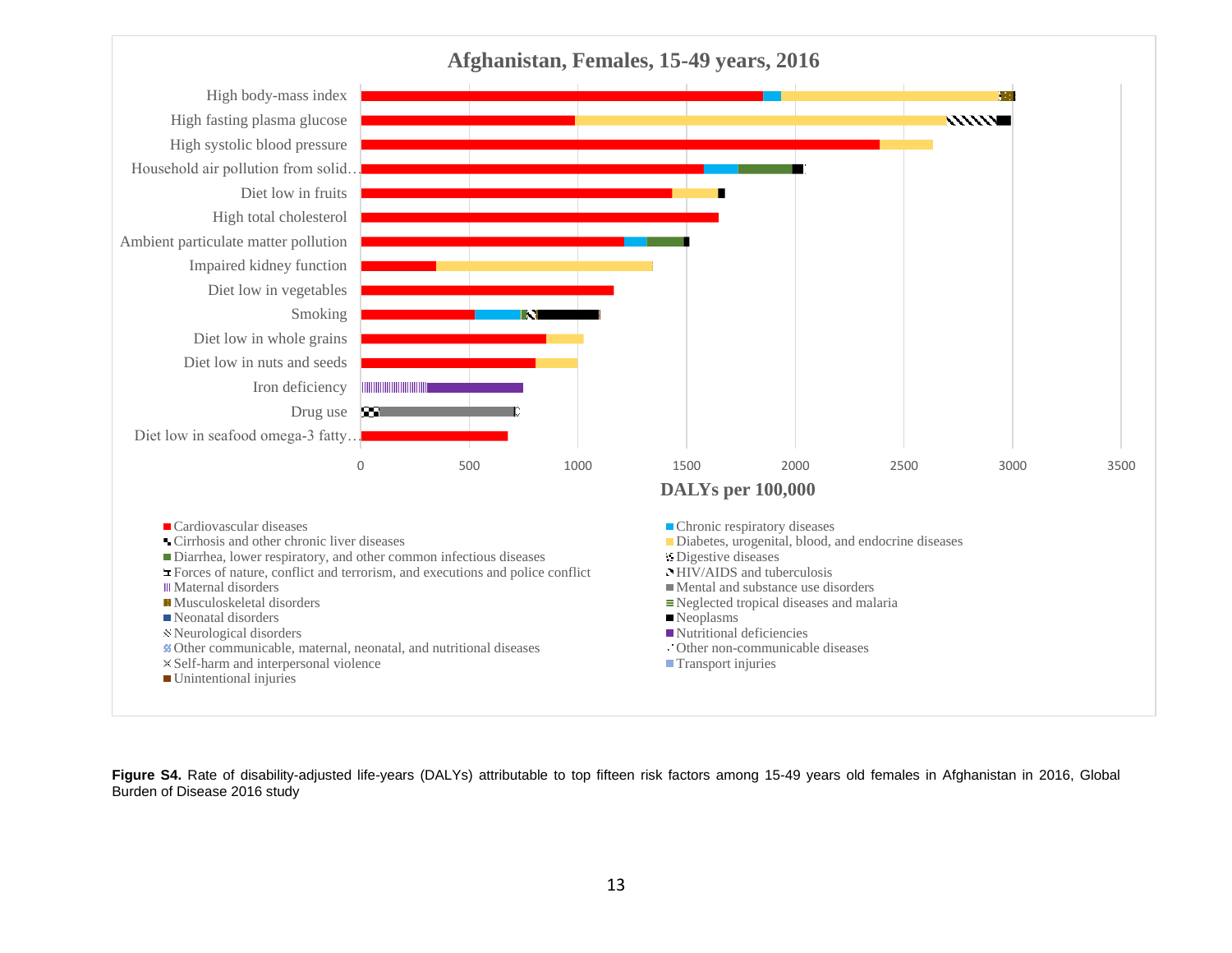**Afghanistan, Females, 15-49 years, 2016**

| Risk factor |
|---|
| High body-mass index |
| High fasting plasma glucose |
| High systolic blood pressure |
| Household air pollution from solid… |
| Diet low in fruits |
| High total cholesterol |
| Ambient particulate matter pollution |
| Impaired kidney function |
| Diet low in vegetables |
| Smoking |
| Diet low in whole grains |
| Diet low in nuts and seeds |
| Iron deficiency |
| Drug use |
| Diet low in seafood omega-3 fatty… |

0 500 1000 1500 2000 2500 3000 3500

**DALYs per 100,000**

- Cardiovascular diseases
- Chronic respiratory diseases
- Cirrhosis and other chronic liver diseases
- Diabetes, urogenital, blood, and endocrine diseases
- Diarrhea, lower respiratory, and other common infectious diseases
- Digestive diseases
- Forces of nature, conflict and terrorism, and executions and police conflict
- HIV/AIDS and tuberculosis
- Maternal disorders
- Mental and substance use disorders
- Musculoskeletal disorders
- Neglected tropical diseases and malaria
- Neonatal disorders
- Neoplasms
- Neurological disorders
- Nutritional deficiencies
- Other communicable, maternal, neonatal, and nutritional diseases
- Other non-communicable diseases
- Self-harm and interpersonal violence
- Transport injuries
- Unintentional injuries

**Figure S4.** Rate of disability-adjusted life-years (DALYs) attributable to top fifteen risk factors among 15-49 years old females in Afghanistan in 2016, Global Burden of Disease 2016 study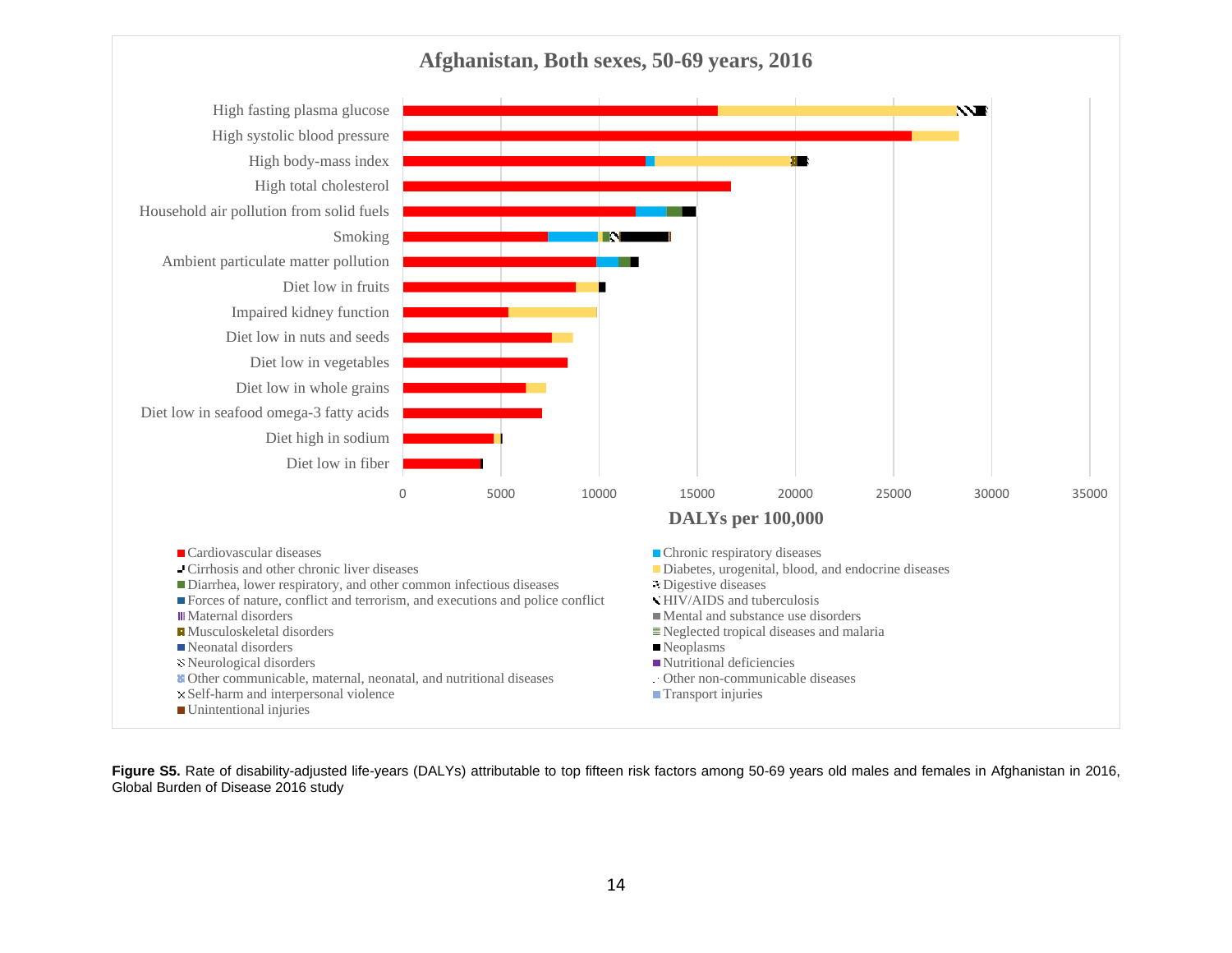**Afghanistan, Both sexes, 50-69 years, 2016**

| Risk factor |
|---|
| High fasting plasma glucose |
| High systolic blood pressure |
| High body-mass index |
| High total cholesterol |
| Household air pollution from solid fuels |
| Smoking |
| Ambient particulate matter pollution |
| Diet low in fruits |
| Impaired kidney function |
| Diet low in nuts and seeds |
| Diet low in vegetables |
| Diet low in whole grains |
| Diet low in seafood omega-3 fatty acids |
| Diet high in sodium |
| Diet low in fiber |

X-axis: DALYs per 100,000 (0, 5000, 10000, 15000, 20000, 25000, 30000, 35000)

Legend: Cardiovascular diseases; Chronic respiratory diseases; Cirrhosis and other chronic liver diseases; Diabetes, urogenital, blood, and endocrine diseases; Diarrhea, lower respiratory, and other common infectious diseases; Digestive diseases; Forces of nature, conflict and terrorism, and executions and police conflict; HIV/AIDS and tuberculosis; Maternal disorders; Mental and substance use disorders; Musculoskeletal disorders; Neglected tropical diseases and malaria; Neonatal disorders; Neoplasms; Neurological disorders; Nutritional deficiencies; Other communicable, maternal, neonatal, and nutritional diseases; Other non-communicable diseases; Self-harm and interpersonal violence; Transport injuries; Unintentional injuries

**Figure S5.** Rate of disability-adjusted life-years (DALYs) attributable to top fifteen risk factors among 50-69 years old males and females in Afghanistan in 2016, Global Burden of Disease 2016 study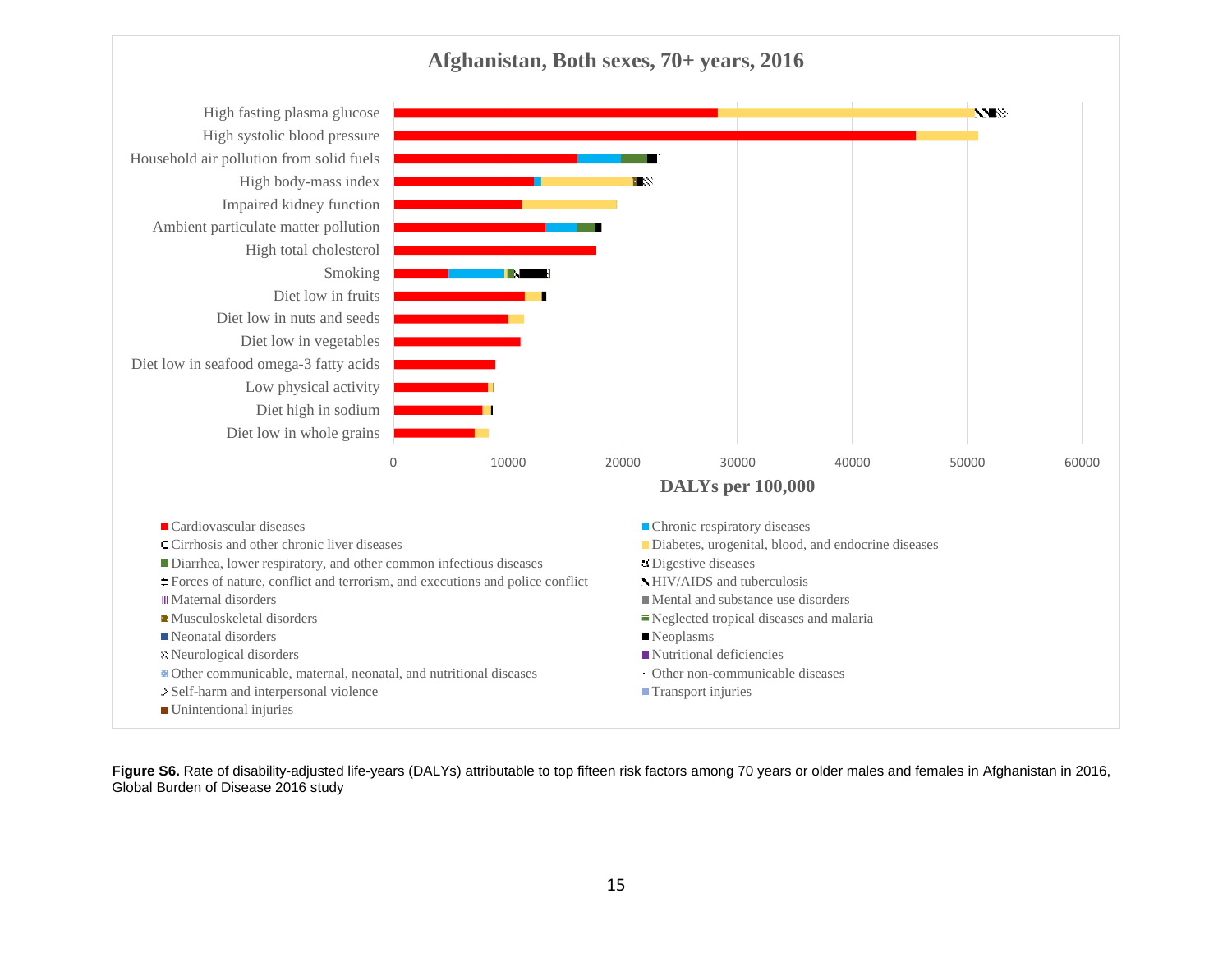Afghanistan, Both sexes, 70+ years, 2016

High fasting plasma glucose
High systolic blood pressure
Household air pollution from solid fuels
High body-mass index
Impaired kidney function
Ambient particulate matter pollution
High total cholesterol
Smoking
Diet low in fruits
Diet low in nuts and seeds
Diet low in vegetables
Diet low in seafood omega-3 fatty acids
Low physical activity
Diet high in sodium
Diet low in whole grains

0 10000 20000 30000 40000 50000 60000

DALYs per 100,000

Cardiovascular diseases
Chronic respiratory diseases
Cirrhosis and other chronic liver diseases
Diabetes, urogenital, blood, and endocrine diseases
Diarrhea, lower respiratory, and other common infectious diseases
Digestive diseases
Forces of nature, conflict and terrorism, and executions and police conflict
HIV/AIDS and tuberculosis
Maternal disorders
Mental and substance use disorders
Musculoskeletal disorders
Neglected tropical diseases and malaria
Neonatal disorders
Neoplasms
Neurological disorders
Nutritional deficiencies
Other communicable, maternal, neonatal, and nutritional diseases
Other non-communicable diseases
Self-harm and interpersonal violence
Transport injuries
Unintentional injuries

**Figure S6.** Rate of disability-adjusted life-years (DALYs) attributable to top fifteen risk factors among 70 years or older males and females in Afghanistan in 2016, Global Burden of Disease 2016 study